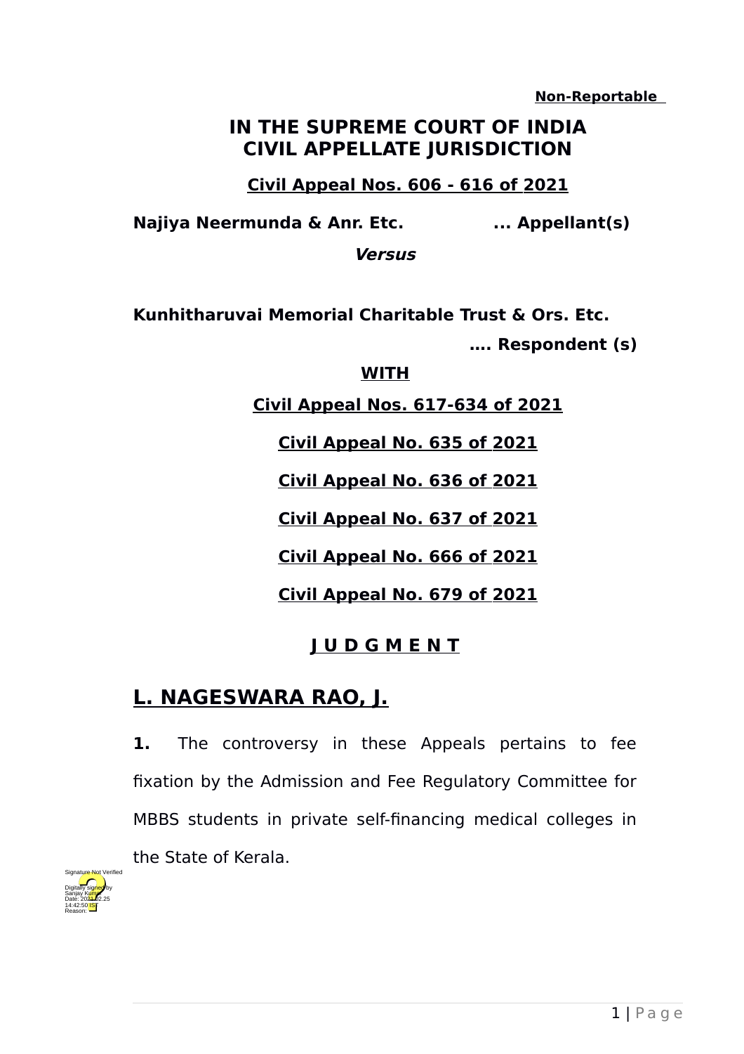**Non-Reportable**

# IN THE SUPREME COURT OF INDIA
# CIVIL APPELLATE JURISDICTION

**Civil Appeal Nos. 606 - 616 of 2021**

**Najiya Neermunda & Anr. Etc. ... Appellant(s)**

***Versus***

**Kunhitharuvai Memorial Charitable Trust & Ors. Etc.**

**…. Respondent (s)**

**WITH**

**Civil Appeal Nos. 617-634 of 2021**

**Civil Appeal No. 635 of 2021**

**Civil Appeal No. 636 of 2021**

**Civil Appeal No. 637 of 2021**

**Civil Appeal No. 666 of 2021**

**Civil Appeal No. 679 of 2021**

## J U D G M E N T

## L. NAGESWARA RAO, J.

**1.** The controversy in these Appeals pertains to fee fixation by the Admission and Fee Regulatory Committee for MBBS students in private self-financing medical colleges in the State of Kerala.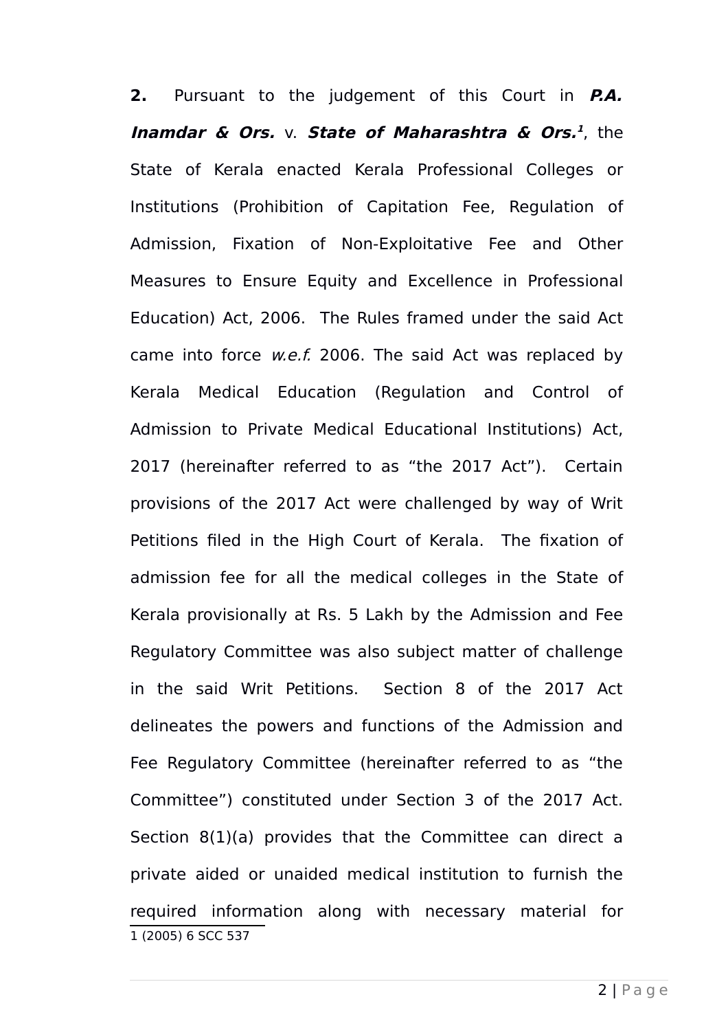**2.** Pursuant to the judgement of this Court in ***P.A. Inamdar & Ors.*** v. ***State of Maharashtra & Ors.***[1], the State of Kerala enacted Kerala Professional Colleges or Institutions (Prohibition of Capitation Fee, Regulation of Admission, Fixation of Non-Exploitative Fee and Other Measures to Ensure Equity and Excellence in Professional Education) Act, 2006. The Rules framed under the said Act came into force *w.e.f.* 2006. The said Act was replaced by Kerala Medical Education (Regulation and Control of Admission to Private Medical Educational Institutions) Act, 2017 (hereinafter referred to as "the 2017 Act"). Certain provisions of the 2017 Act were challenged by way of Writ Petitions filed in the High Court of Kerala. The fixation of admission fee for all the medical colleges in the State of Kerala provisionally at Rs. 5 Lakh by the Admission and Fee Regulatory Committee was also subject matter of challenge in the said Writ Petitions. Section 8 of the 2017 Act delineates the powers and functions of the Admission and Fee Regulatory Committee (hereinafter referred to as "the Committee") constituted under Section 3 of the 2017 Act. Section 8(1)(a) provides that the Committee can direct a private aided or unaided medical institution to furnish the required information along with necessary material for

---

1 (2005) 6 SCC 537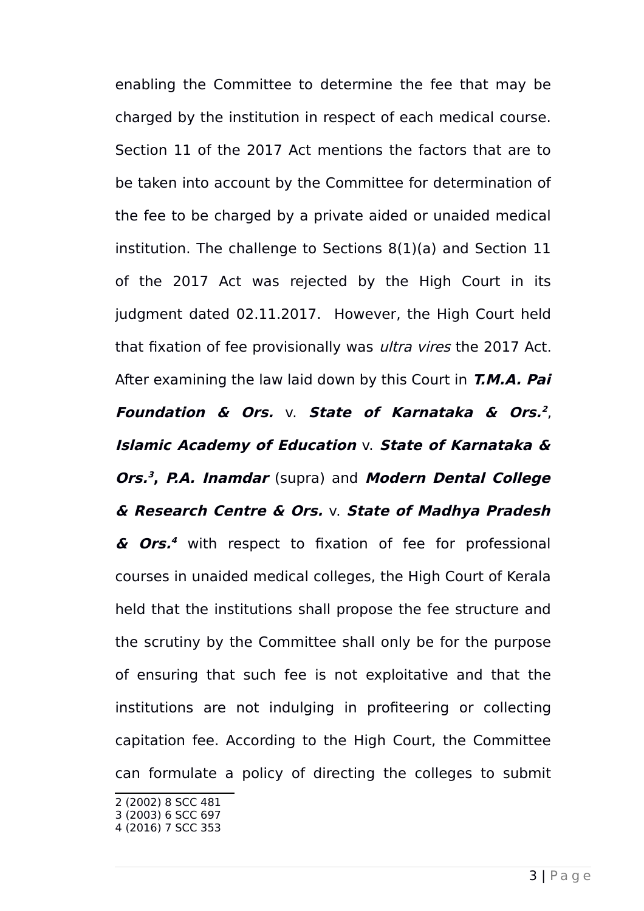enabling the Committee to determine the fee that may be charged by the institution in respect of each medical course. Section 11 of the 2017 Act mentions the factors that are to be taken into account by the Committee for determination of the fee to be charged by a private aided or unaided medical institution. The challenge to Sections 8(1)(a) and Section 11 of the 2017 Act was rejected by the High Court in its judgment dated 02.11.2017. However, the High Court held that fixation of fee provisionally was *ultra vires* the 2017 Act. After examining the law laid down by this Court in ***T.M.A. Pai Foundation & Ors.*** v. ***State of Karnataka & Ors.***[2], ***Islamic Academy of Education*** v. ***State of Karnataka & Ors.***[3]**,** ***P.A. Inamdar*** (supra) and ***Modern Dental College & Research Centre & Ors.*** v. ***State of Madhya Pradesh & Ors.***[4] with respect to fixation of fee for professional courses in unaided medical colleges, the High Court of Kerala held that the institutions shall propose the fee structure and the scrutiny by the Committee shall only be for the purpose of ensuring that such fee is not exploitative and that the institutions are not indulging in profiteering or collecting capitation fee. According to the High Court, the Committee can formulate a policy of directing the colleges to submit

2 (2002) 8 SCC 481
3 (2003) 6 SCC 697
4 (2016) 7 SCC 353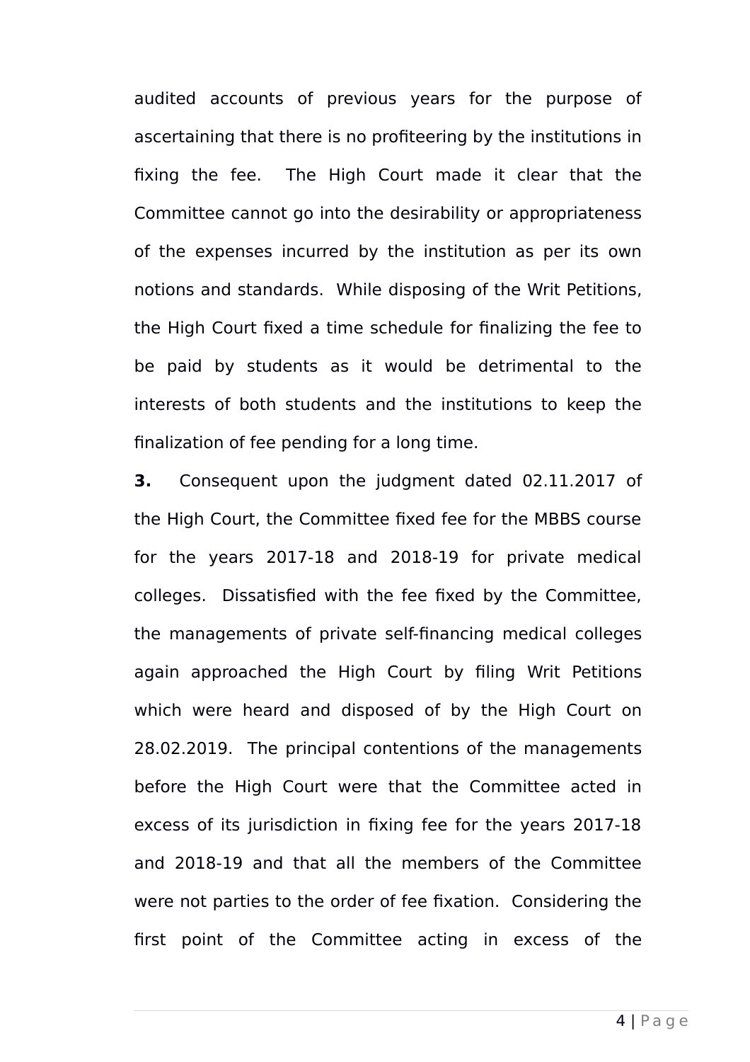audited accounts of previous years for the purpose of ascertaining that there is no profiteering by the institutions in fixing the fee. The High Court made it clear that the Committee cannot go into the desirability or appropriateness of the expenses incurred by the institution as per its own notions and standards. While disposing of the Writ Petitions, the High Court fixed a time schedule for finalizing the fee to be paid by students as it would be detrimental to the interests of both students and the institutions to keep the finalization of fee pending for a long time.

**3.** Consequent upon the judgment dated 02.11.2017 of the High Court, the Committee fixed fee for the MBBS course for the years 2017-18 and 2018-19 for private medical colleges. Dissatisfied with the fee fixed by the Committee, the managements of private self-financing medical colleges again approached the High Court by filing Writ Petitions which were heard and disposed of by the High Court on 28.02.2019. The principal contentions of the managements before the High Court were that the Committee acted in excess of its jurisdiction in fixing fee for the years 2017-18 and 2018-19 and that all the members of the Committee were not parties to the order of fee fixation. Considering the first point of the Committee acting in excess of the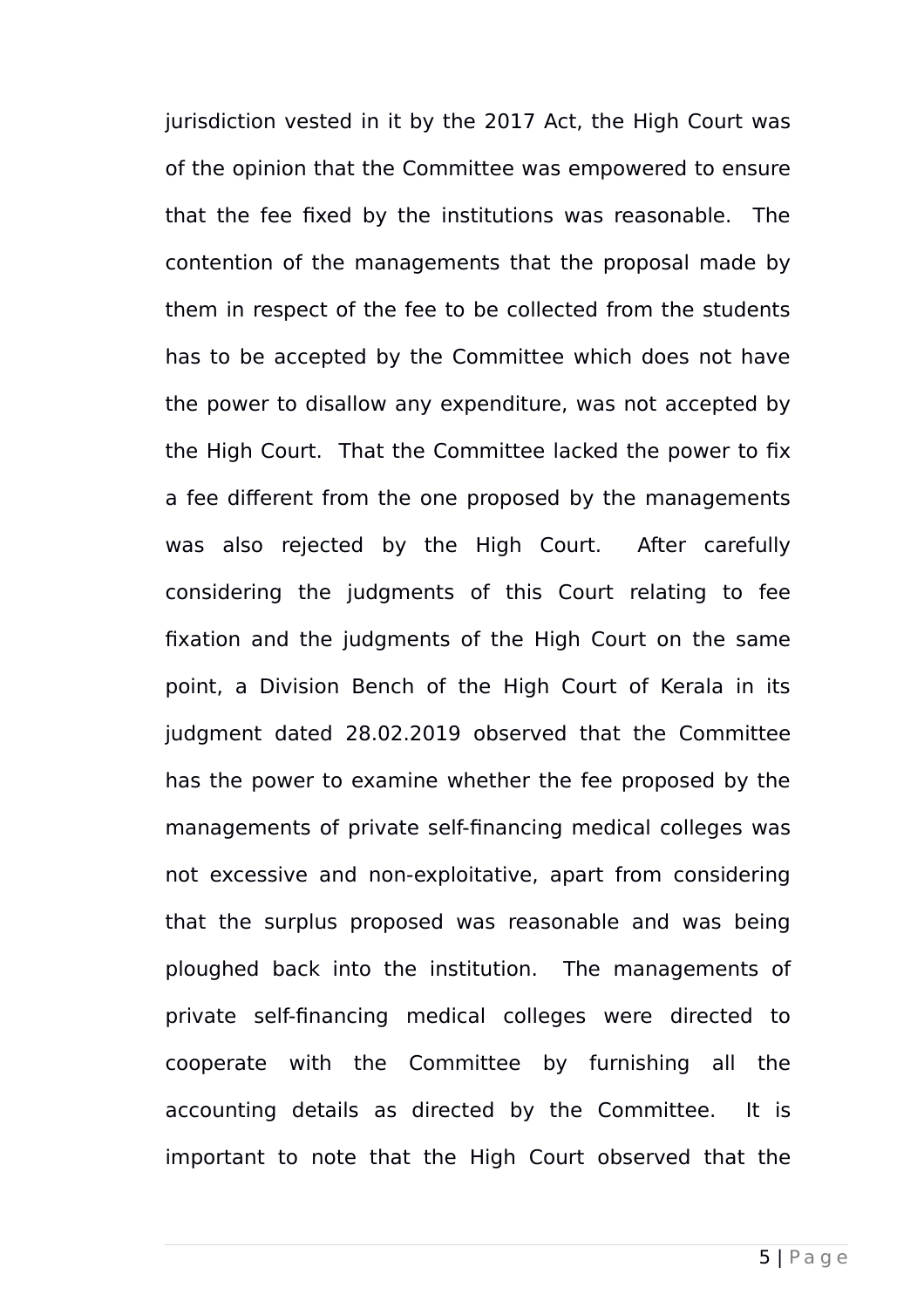jurisdiction vested in it by the 2017 Act, the High Court was of the opinion that the Committee was empowered to ensure that the fee fixed by the institutions was reasonable. The contention of the managements that the proposal made by them in respect of the fee to be collected from the students has to be accepted by the Committee which does not have the power to disallow any expenditure, was not accepted by the High Court. That the Committee lacked the power to fix a fee different from the one proposed by the managements was also rejected by the High Court. After carefully considering the judgments of this Court relating to fee fixation and the judgments of the High Court on the same point, a Division Bench of the High Court of Kerala in its judgment dated 28.02.2019 observed that the Committee has the power to examine whether the fee proposed by the managements of private self-financing medical colleges was not excessive and non-exploitative, apart from considering that the surplus proposed was reasonable and was being ploughed back into the institution. The managements of private self-financing medical colleges were directed to cooperate with the Committee by furnishing all the accounting details as directed by the Committee. It is important to note that the High Court observed that the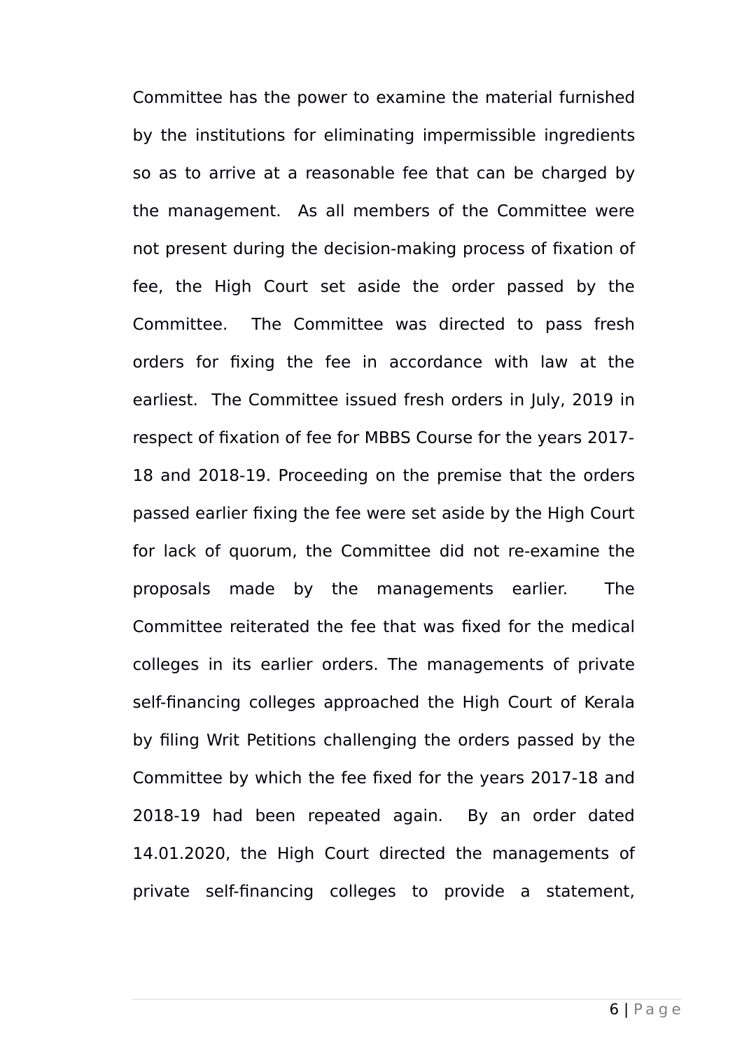Committee has the power to examine the material furnished by the institutions for eliminating impermissible ingredients so as to arrive at a reasonable fee that can be charged by the management. As all members of the Committee were not present during the decision-making process of fixation of fee, the High Court set aside the order passed by the Committee. The Committee was directed to pass fresh orders for fixing the fee in accordance with law at the earliest. The Committee issued fresh orders in July, 2019 in respect of fixation of fee for MBBS Course for the years 2017-18 and 2018-19. Proceeding on the premise that the orders passed earlier fixing the fee were set aside by the High Court for lack of quorum, the Committee did not re-examine the proposals made by the managements earlier. The Committee reiterated the fee that was fixed for the medical colleges in its earlier orders. The managements of private self-financing colleges approached the High Court of Kerala by filing Writ Petitions challenging the orders passed by the Committee by which the fee fixed for the years 2017-18 and 2018-19 had been repeated again. By an order dated 14.01.2020, the High Court directed the managements of private self-financing colleges to provide a statement,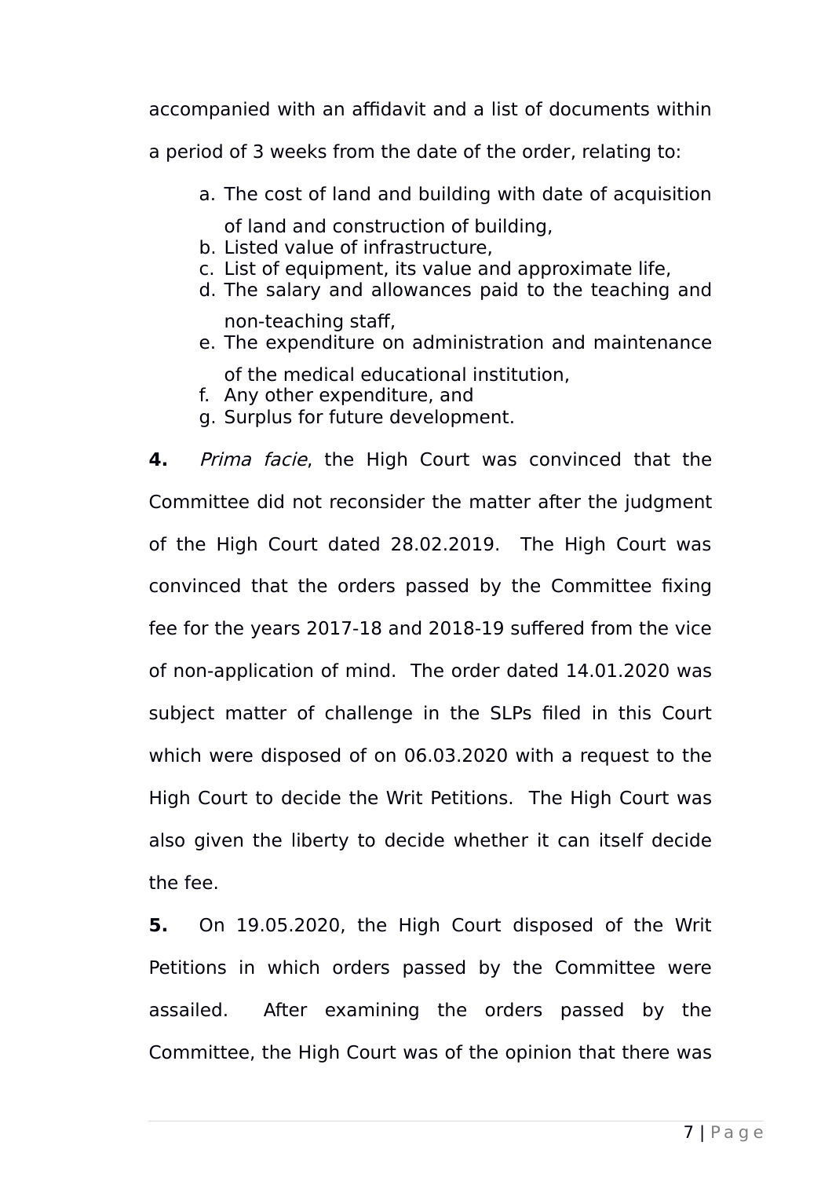accompanied with an affidavit and a list of documents within a period of 3 weeks from the date of the order, relating to:

a. The cost of land and building with date of acquisition of land and construction of building,
b. Listed value of infrastructure,
c. List of equipment, its value and approximate life,
d. The salary and allowances paid to the teaching and non-teaching staff,
e. The expenditure on administration and maintenance of the medical educational institution,
f. Any other expenditure, and
g. Surplus for future development.

**4.** *Prima facie*, the High Court was convinced that the Committee did not reconsider the matter after the judgment of the High Court dated 28.02.2019. The High Court was convinced that the orders passed by the Committee fixing fee for the years 2017-18 and 2018-19 suffered from the vice of non-application of mind. The order dated 14.01.2020 was subject matter of challenge in the SLPs filed in this Court which were disposed of on 06.03.2020 with a request to the High Court to decide the Writ Petitions. The High Court was also given the liberty to decide whether it can itself decide the fee.

**5.** On 19.05.2020, the High Court disposed of the Writ Petitions in which orders passed by the Committee were assailed. After examining the orders passed by the Committee, the High Court was of the opinion that there was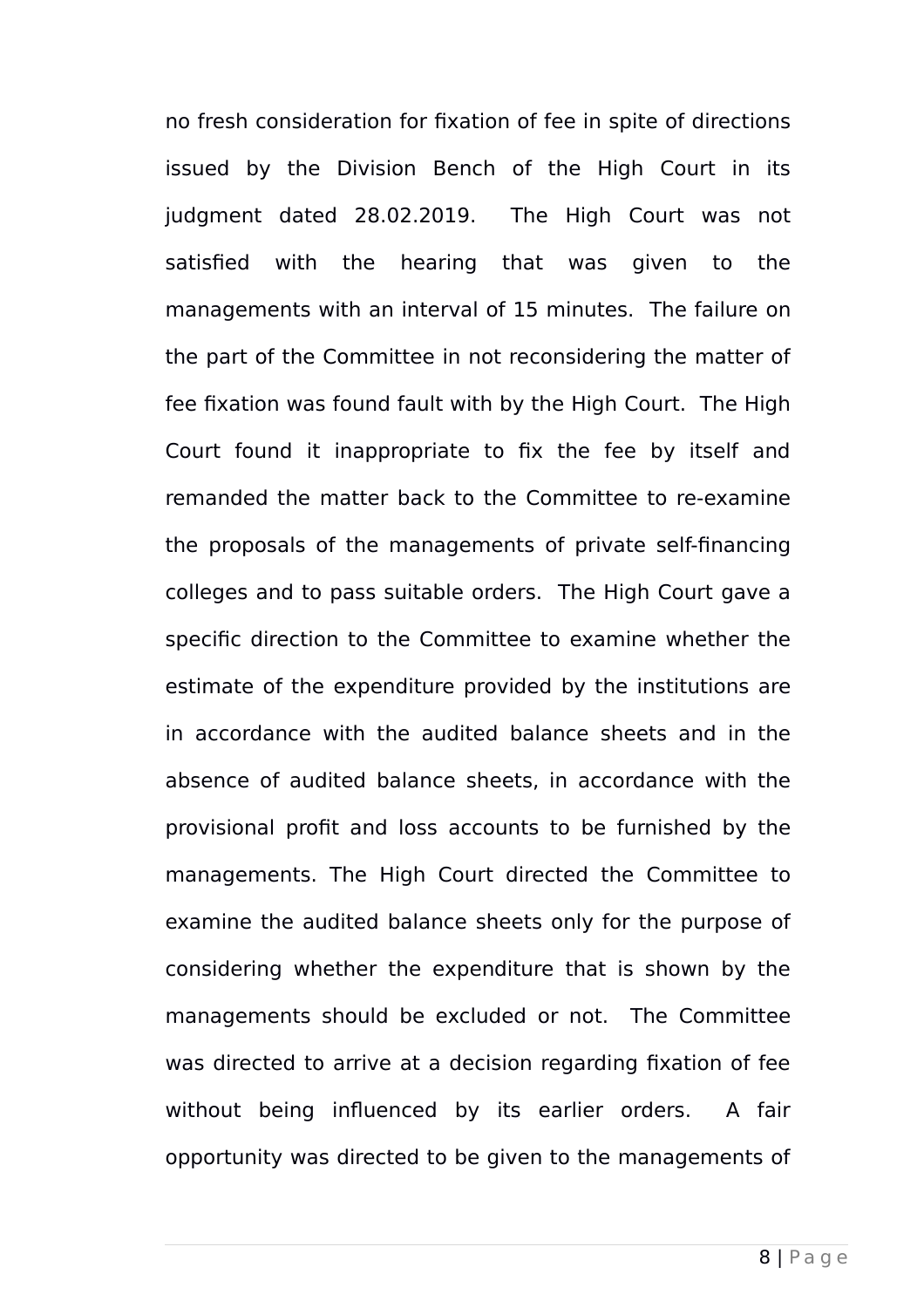no fresh consideration for fixation of fee in spite of directions issued by the Division Bench of the High Court in its judgment dated 28.02.2019. The High Court was not satisfied with the hearing that was given to the managements with an interval of 15 minutes. The failure on the part of the Committee in not reconsidering the matter of fee fixation was found fault with by the High Court. The High Court found it inappropriate to fix the fee by itself and remanded the matter back to the Committee to re-examine the proposals of the managements of private self-financing colleges and to pass suitable orders. The High Court gave a specific direction to the Committee to examine whether the estimate of the expenditure provided by the institutions are in accordance with the audited balance sheets and in the absence of audited balance sheets, in accordance with the provisional profit and loss accounts to be furnished by the managements. The High Court directed the Committee to examine the audited balance sheets only for the purpose of considering whether the expenditure that is shown by the managements should be excluded or not. The Committee was directed to arrive at a decision regarding fixation of fee without being influenced by its earlier orders. A fair opportunity was directed to be given to the managements of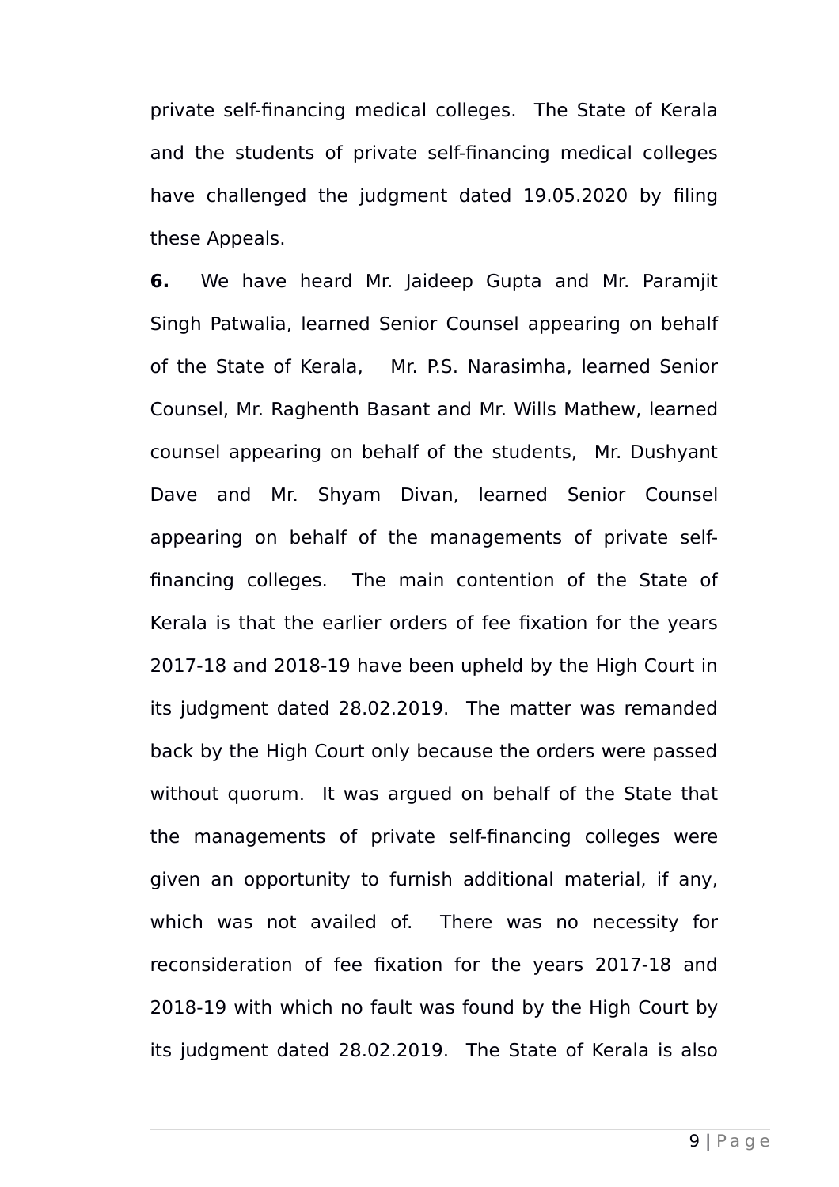private self-financing medical colleges. The State of Kerala and the students of private self-financing medical colleges have challenged the judgment dated 19.05.2020 by filing these Appeals.

**6.** We have heard Mr. Jaideep Gupta and Mr. Paramjit Singh Patwalia, learned Senior Counsel appearing on behalf of the State of Kerala, Mr. P.S. Narasimha, learned Senior Counsel, Mr. Raghenth Basant and Mr. Wills Mathew, learned counsel appearing on behalf of the students, Mr. Dushyant Dave and Mr. Shyam Divan, learned Senior Counsel appearing on behalf of the managements of private self-financing colleges. The main contention of the State of Kerala is that the earlier orders of fee fixation for the years 2017-18 and 2018-19 have been upheld by the High Court in its judgment dated 28.02.2019. The matter was remanded back by the High Court only because the orders were passed without quorum. It was argued on behalf of the State that the managements of private self-financing colleges were given an opportunity to furnish additional material, if any, which was not availed of. There was no necessity for reconsideration of fee fixation for the years 2017-18 and 2018-19 with which no fault was found by the High Court by its judgment dated 28.02.2019. The State of Kerala is also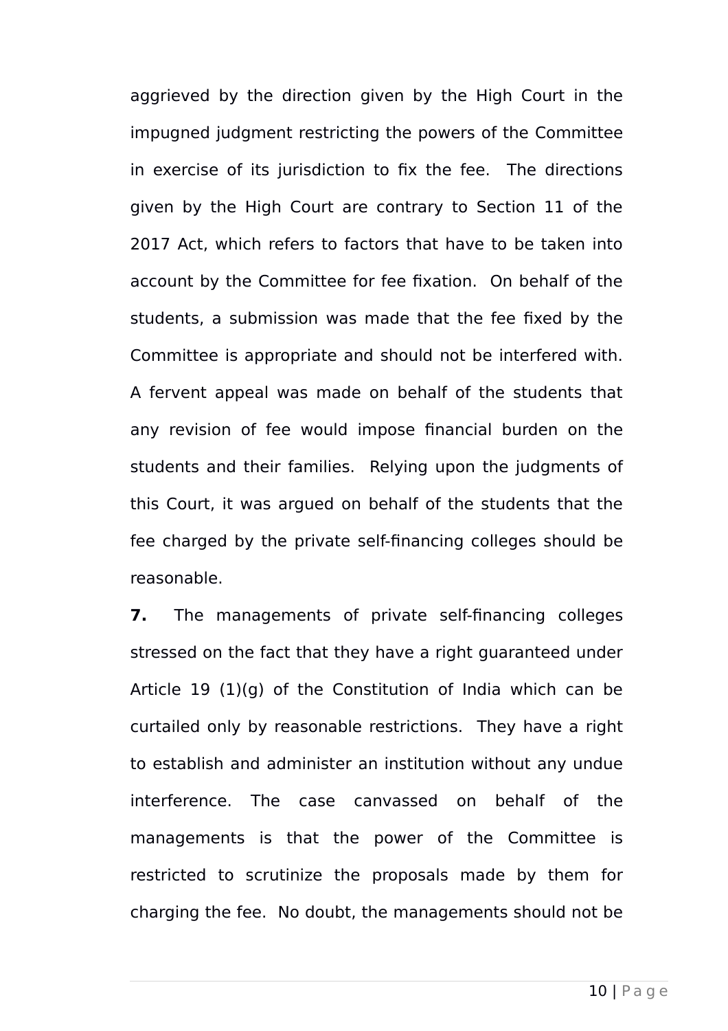aggrieved by the direction given by the High Court in the impugned judgment restricting the powers of the Committee in exercise of its jurisdiction to fix the fee. The directions given by the High Court are contrary to Section 11 of the 2017 Act, which refers to factors that have to be taken into account by the Committee for fee fixation. On behalf of the students, a submission was made that the fee fixed by the Committee is appropriate and should not be interfered with. A fervent appeal was made on behalf of the students that any revision of fee would impose financial burden on the students and their families. Relying upon the judgments of this Court, it was argued on behalf of the students that the fee charged by the private self-financing colleges should be reasonable.

**7.** The managements of private self-financing colleges stressed on the fact that they have a right guaranteed under Article 19 (1)(g) of the Constitution of India which can be curtailed only by reasonable restrictions. They have a right to establish and administer an institution without any undue interference. The case canvassed on behalf of the managements is that the power of the Committee is restricted to scrutinize the proposals made by them for charging the fee. No doubt, the managements should not be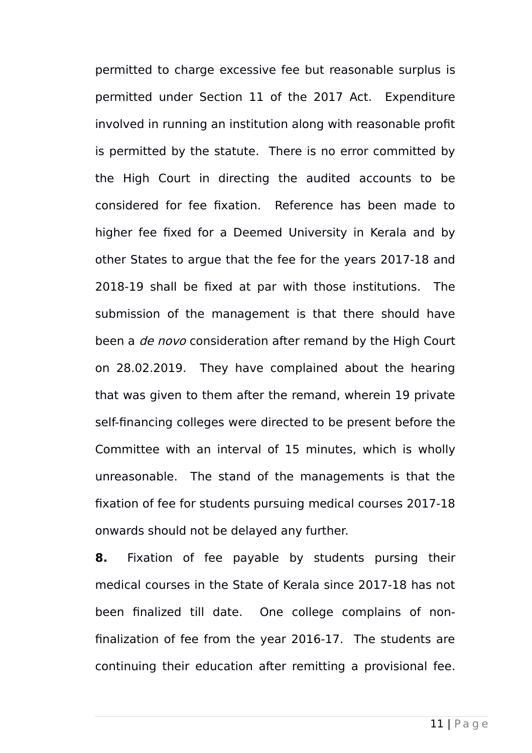permitted to charge excessive fee but reasonable surplus is permitted under Section 11 of the 2017 Act. Expenditure involved in running an institution along with reasonable profit is permitted by the statute. There is no error committed by the High Court in directing the audited accounts to be considered for fee fixation. Reference has been made to higher fee fixed for a Deemed University in Kerala and by other States to argue that the fee for the years 2017-18 and 2018-19 shall be fixed at par with those institutions. The submission of the management is that there should have been a *de novo* consideration after remand by the High Court on 28.02.2019. They have complained about the hearing that was given to them after the remand, wherein 19 private self-financing colleges were directed to be present before the Committee with an interval of 15 minutes, which is wholly unreasonable. The stand of the managements is that the fixation of fee for students pursuing medical courses 2017-18 onwards should not be delayed any further.

**8.** Fixation of fee payable by students pursing their medical courses in the State of Kerala since 2017-18 has not been finalized till date. One college complains of non-finalization of fee from the year 2016-17. The students are continuing their education after remitting a provisional fee.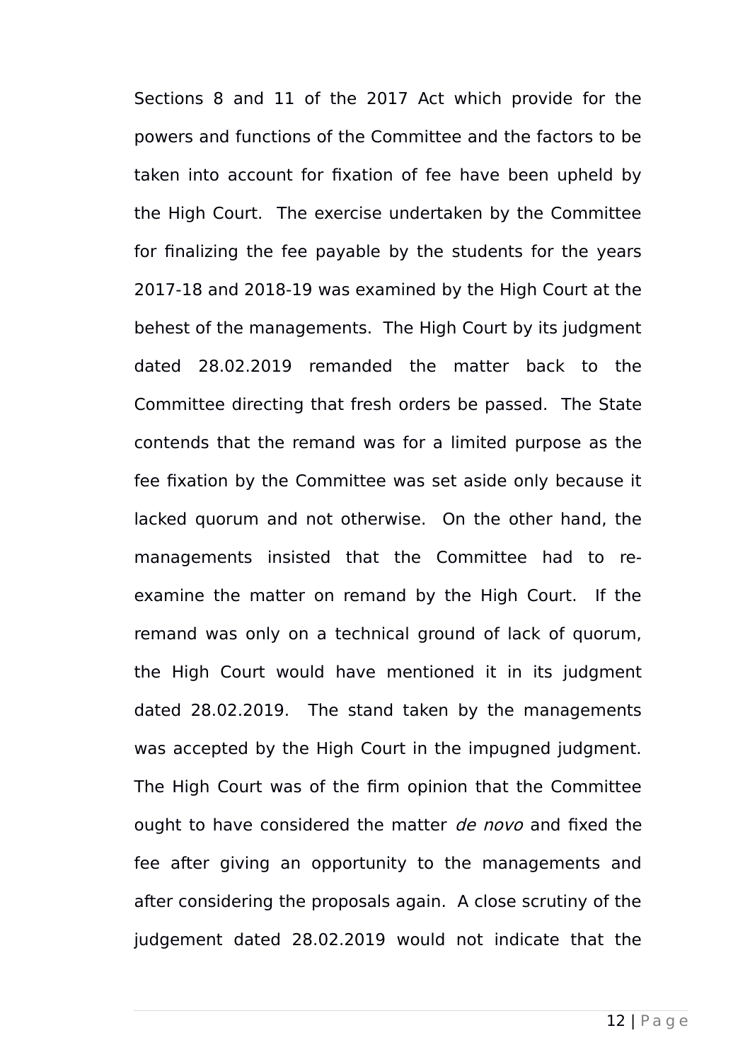Sections 8 and 11 of the 2017 Act which provide for the powers and functions of the Committee and the factors to be taken into account for fixation of fee have been upheld by the High Court. The exercise undertaken by the Committee for finalizing the fee payable by the students for the years 2017-18 and 2018-19 was examined by the High Court at the behest of the managements. The High Court by its judgment dated 28.02.2019 remanded the matter back to the Committee directing that fresh orders be passed. The State contends that the remand was for a limited purpose as the fee fixation by the Committee was set aside only because it lacked quorum and not otherwise. On the other hand, the managements insisted that the Committee had to re-examine the matter on remand by the High Court. If the remand was only on a technical ground of lack of quorum, the High Court would have mentioned it in its judgment dated 28.02.2019. The stand taken by the managements was accepted by the High Court in the impugned judgment. The High Court was of the firm opinion that the Committee ought to have considered the matter *de novo* and fixed the fee after giving an opportunity to the managements and after considering the proposals again. A close scrutiny of the judgement dated 28.02.2019 would not indicate that the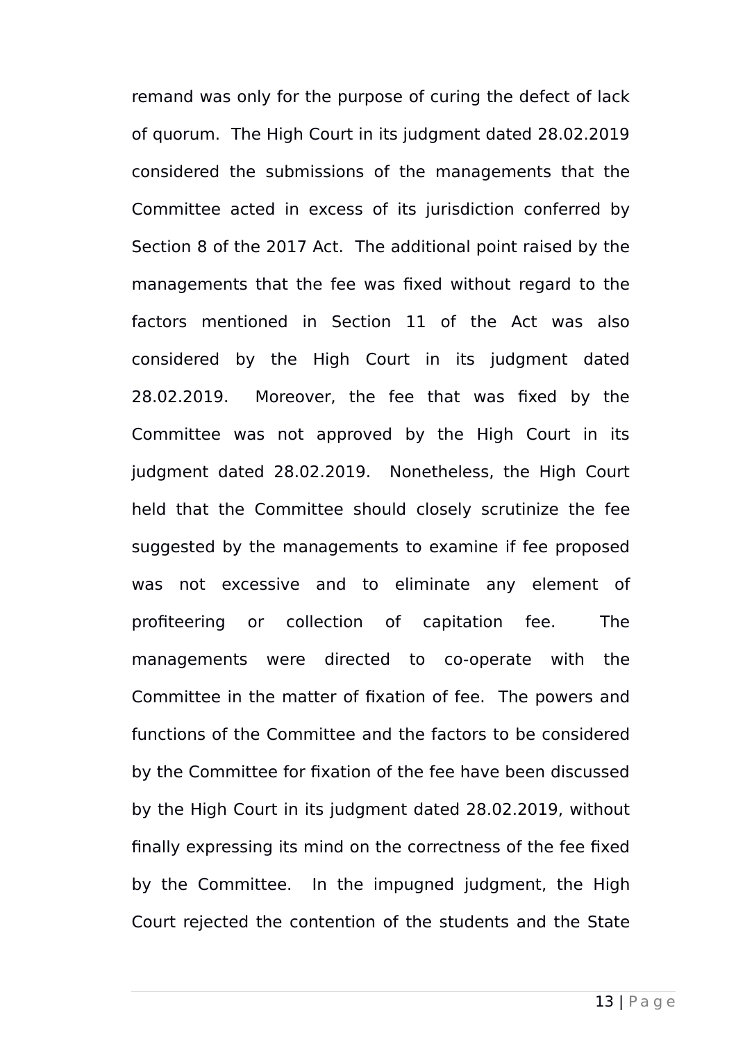remand was only for the purpose of curing the defect of lack of quorum. The High Court in its judgment dated 28.02.2019 considered the submissions of the managements that the Committee acted in excess of its jurisdiction conferred by Section 8 of the 2017 Act. The additional point raised by the managements that the fee was fixed without regard to the factors mentioned in Section 11 of the Act was also considered by the High Court in its judgment dated 28.02.2019. Moreover, the fee that was fixed by the Committee was not approved by the High Court in its judgment dated 28.02.2019. Nonetheless, the High Court held that the Committee should closely scrutinize the fee suggested by the managements to examine if fee proposed was not excessive and to eliminate any element of profiteering or collection of capitation fee. The managements were directed to co-operate with the Committee in the matter of fixation of fee. The powers and functions of the Committee and the factors to be considered by the Committee for fixation of the fee have been discussed by the High Court in its judgment dated 28.02.2019, without finally expressing its mind on the correctness of the fee fixed by the Committee. In the impugned judgment, the High Court rejected the contention of the students and the State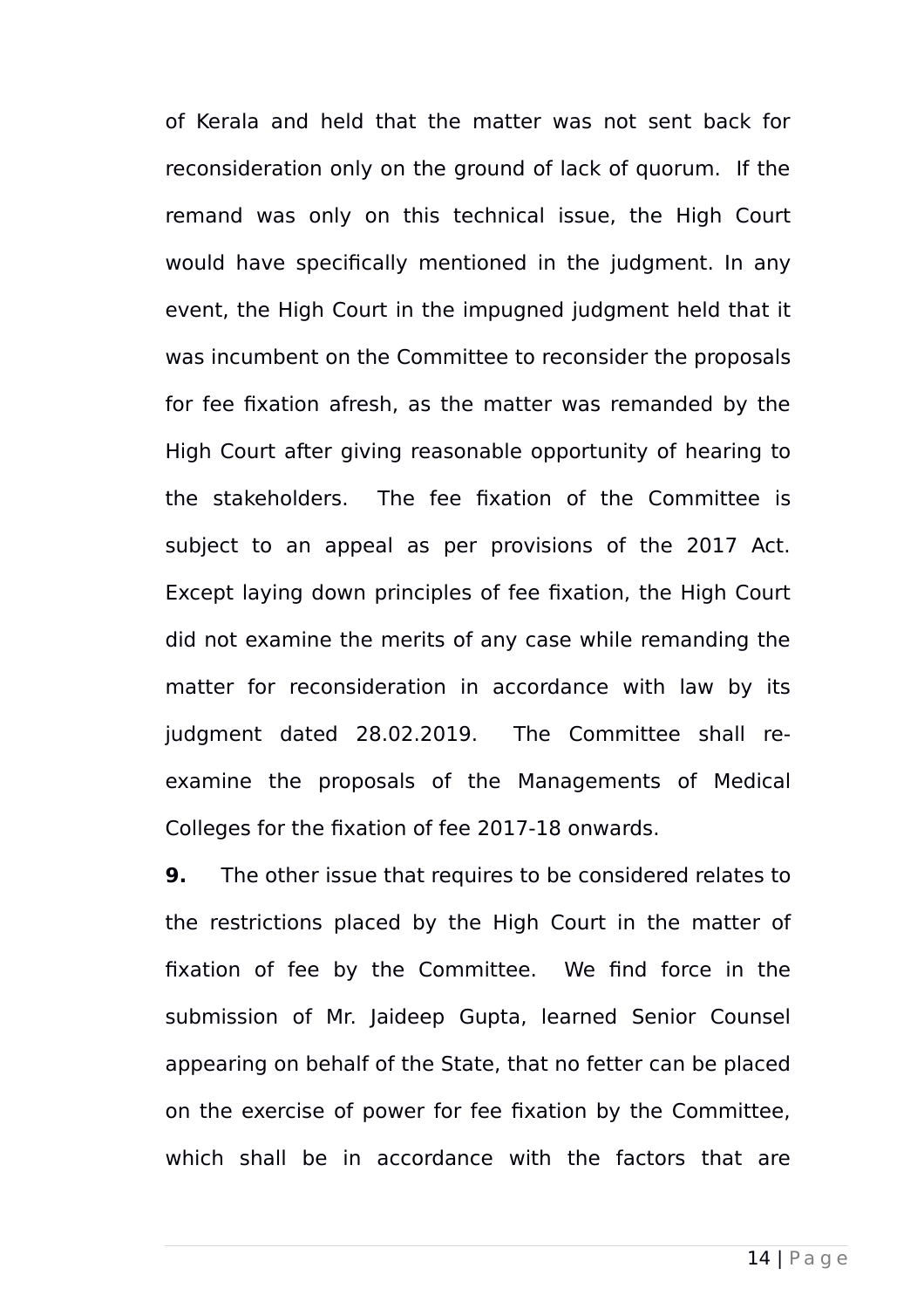of Kerala and held that the matter was not sent back for reconsideration only on the ground of lack of quorum. If the remand was only on this technical issue, the High Court would have specifically mentioned in the judgment. In any event, the High Court in the impugned judgment held that it was incumbent on the Committee to reconsider the proposals for fee fixation afresh, as the matter was remanded by the High Court after giving reasonable opportunity of hearing to the stakeholders. The fee fixation of the Committee is subject to an appeal as per provisions of the 2017 Act. Except laying down principles of fee fixation, the High Court did not examine the merits of any case while remanding the matter for reconsideration in accordance with law by its judgment dated 28.02.2019. The Committee shall re-examine the proposals of the Managements of Medical Colleges for the fixation of fee 2017-18 onwards.

**9.** The other issue that requires to be considered relates to the restrictions placed by the High Court in the matter of fixation of fee by the Committee. We find force in the submission of Mr. Jaideep Gupta, learned Senior Counsel appearing on behalf of the State, that no fetter can be placed on the exercise of power for fee fixation by the Committee, which shall be in accordance with the factors that are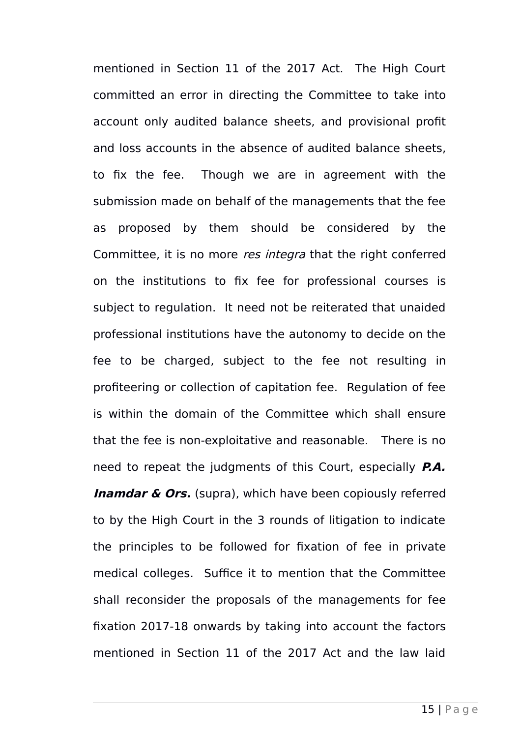mentioned in Section 11 of the 2017 Act. The High Court committed an error in directing the Committee to take into account only audited balance sheets, and provisional profit and loss accounts in the absence of audited balance sheets, to fix the fee. Though we are in agreement with the submission made on behalf of the managements that the fee as proposed by them should be considered by the Committee, it is no more *res integra* that the right conferred on the institutions to fix fee for professional courses is subject to regulation. It need not be reiterated that unaided professional institutions have the autonomy to decide on the fee to be charged, subject to the fee not resulting in profiteering or collection of capitation fee. Regulation of fee is within the domain of the Committee which shall ensure that the fee is non-exploitative and reasonable. There is no need to repeat the judgments of this Court, especially ***P.A. Inamdar & Ors.*** (supra), which have been copiously referred to by the High Court in the 3 rounds of litigation to indicate the principles to be followed for fixation of fee in private medical colleges. Suffice it to mention that the Committee shall reconsider the proposals of the managements for fee fixation 2017-18 onwards by taking into account the factors mentioned in Section 11 of the 2017 Act and the law laid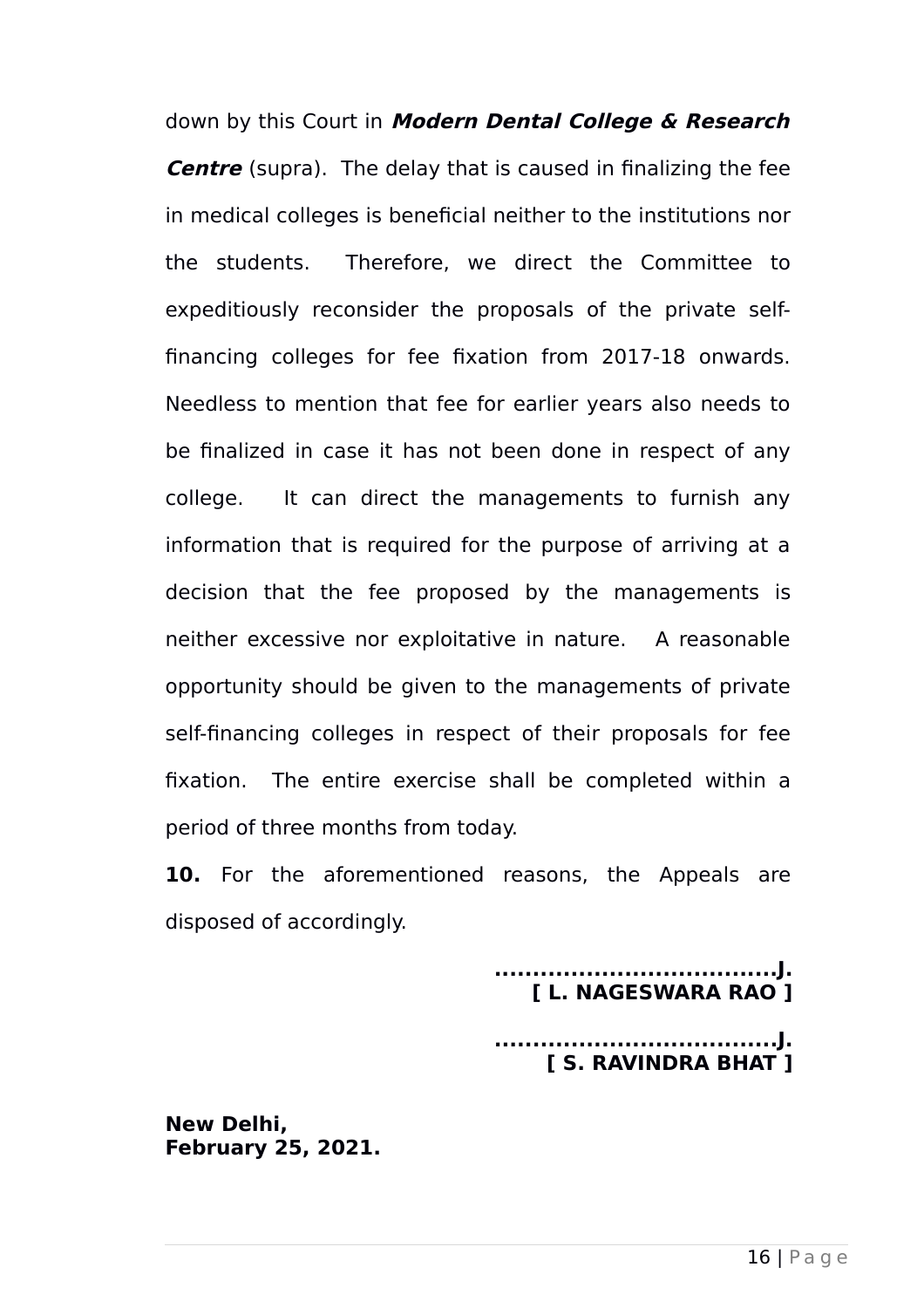down by this Court in ***Modern Dental College & Research Centre*** (supra). The delay that is caused in finalizing the fee in medical colleges is beneficial neither to the institutions nor the students. Therefore, we direct the Committee to expeditiously reconsider the proposals of the private self-financing colleges for fee fixation from 2017-18 onwards. Needless to mention that fee for earlier years also needs to be finalized in case it has not been done in respect of any college. It can direct the managements to furnish any information that is required for the purpose of arriving at a decision that the fee proposed by the managements is neither excessive nor exploitative in nature. A reasonable opportunity should be given to the managements of private self-financing colleges in respect of their proposals for fee fixation. The entire exercise shall be completed within a period of three months from today.

**10.** For the aforementioned reasons, the Appeals are disposed of accordingly.

**..................................J.**
**[ L. NAGESWARA RAO ]**

**..................................J.**
**[ S. RAVINDRA BHAT ]**

**New Delhi,**
**February 25, 2021.**